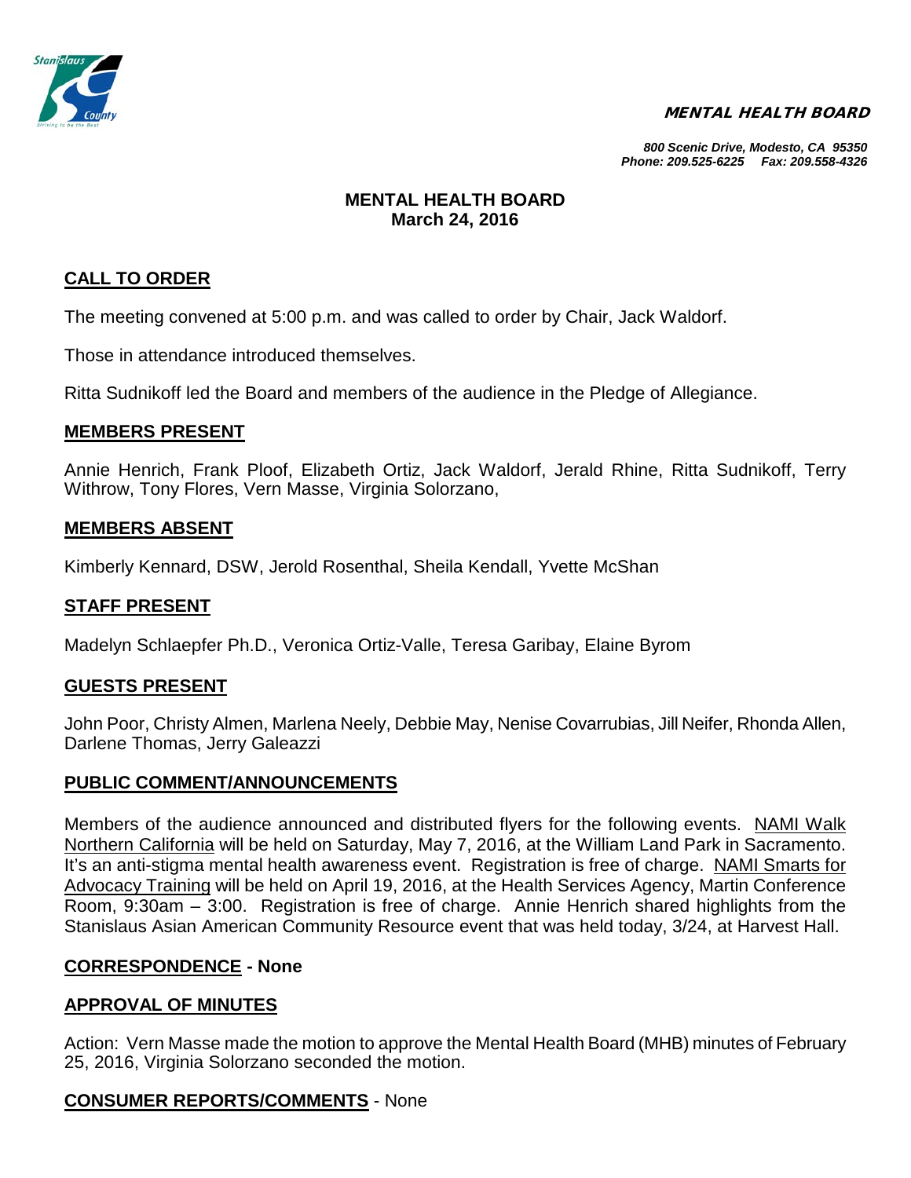**MENTAL HEALTH BOARD**

*800 Scenic Drive, Modesto, CA 95350*
*Phone: 209.525-6225 Fax: 209.558-4326*

# MENTAL HEALTH BOARD
## March 24, 2016

## CALL TO ORDER

The meeting convened at 5:00 p.m. and was called to order by Chair, Jack Waldorf.

Those in attendance introduced themselves.

Ritta Sudnikoff led the Board and members of the audience in the Pledge of Allegiance.

## MEMBERS PRESENT

Annie Henrich, Frank Ploof, Elizabeth Ortiz, Jack Waldorf, Jerald Rhine, Ritta Sudnikoff, Terry Withrow, Tony Flores, Vern Masse, Virginia Solorzano,

## MEMBERS ABSENT

Kimberly Kennard, DSW, Jerold Rosenthal, Sheila Kendall, Yvette McShan

## STAFF PRESENT

Madelyn Schlaepfer Ph.D., Veronica Ortiz-Valle, Teresa Garibay, Elaine Byrom

## GUESTS PRESENT

John Poor, Christy Almen, Marlena Neely, Debbie May, Nenise Covarrubias, Jill Neifer, Rhonda Allen, Darlene Thomas, Jerry Galeazzi

## PUBLIC COMMENT/ANNOUNCEMENTS

Members of the audience announced and distributed flyers for the following events. NAMI Walk Northern California will be held on Saturday, May 7, 2016, at the William Land Park in Sacramento. It's an anti-stigma mental health awareness event. Registration is free of charge. NAMI Smarts for Advocacy Training will be held on April 19, 2016, at the Health Services Agency, Martin Conference Room, 9:30am – 3:00. Registration is free of charge. Annie Henrich shared highlights from the Stanislaus Asian American Community Resource event that was held today, 3/24, at Harvest Hall.

## CORRESPONDENCE - None

## APPROVAL OF MINUTES

Action: Vern Masse made the motion to approve the Mental Health Board (MHB) minutes of February 25, 2016, Virginia Solorzano seconded the motion.

## CONSUMER REPORTS/COMMENTS - None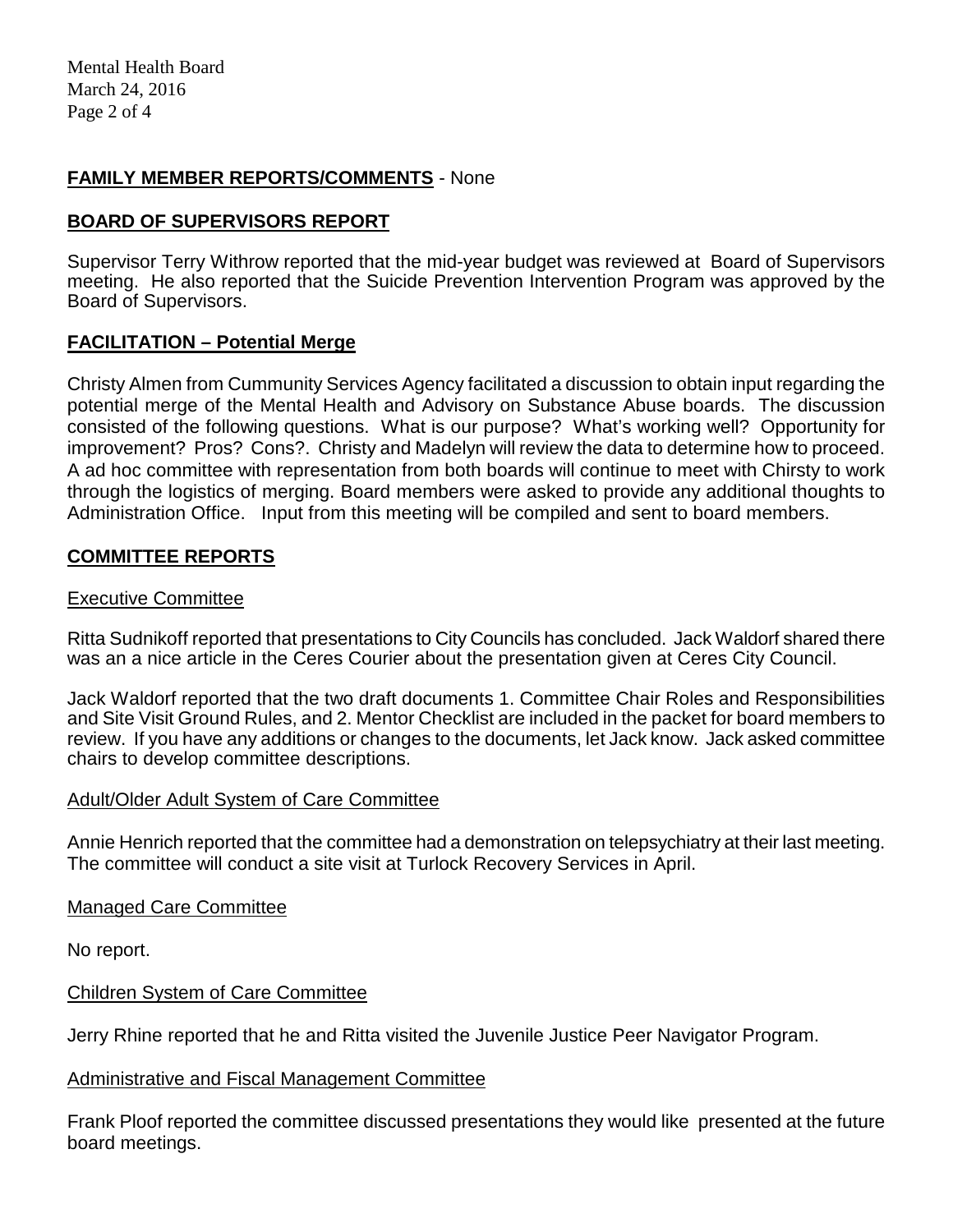## FAMILY MEMBER REPORTS/COMMENTS - None

## BOARD OF SUPERVISORS REPORT

Supervisor Terry Withrow reported that the mid-year budget was reviewed at Board of Supervisors meeting. He also reported that the Suicide Prevention Intervention Program was approved by the Board of Supervisors.

## FACILITATION – Potential Merge

Christy Almen from Cummunity Services Agency facilitated a discussion to obtain input regarding the potential merge of the Mental Health and Advisory on Substance Abuse boards. The discussion consisted of the following questions. What is our purpose? What's working well? Opportunity for improvement? Pros? Cons?. Christy and Madelyn will review the data to determine how to proceed. A ad hoc committee with representation from both boards will continue to meet with Chirsty to work through the logistics of merging. Board members were asked to provide any additional thoughts to Administration Office. Input from this meeting will be compiled and sent to board members.

## COMMITTEE REPORTS

### Executive Committee

Ritta Sudnikoff reported that presentations to City Councils has concluded. Jack Waldorf shared there was an a nice article in the Ceres Courier about the presentation given at Ceres City Council.

Jack Waldorf reported that the two draft documents 1. Committee Chair Roles and Responsibilities and Site Visit Ground Rules, and 2. Mentor Checklist are included in the packet for board members to review. If you have any additions or changes to the documents, let Jack know. Jack asked committee chairs to develop committee descriptions.

### Adult/Older Adult System of Care Committee

Annie Henrich reported that the committee had a demonstration on telepsychiatry at their last meeting. The committee will conduct a site visit at Turlock Recovery Services in April.

### Managed Care Committee

No report.

### Children System of Care Committee

Jerry Rhine reported that he and Ritta visited the Juvenile Justice Peer Navigator Program.

### Administrative and Fiscal Management Committee

Frank Ploof reported the committee discussed presentations they would like presented at the future board meetings.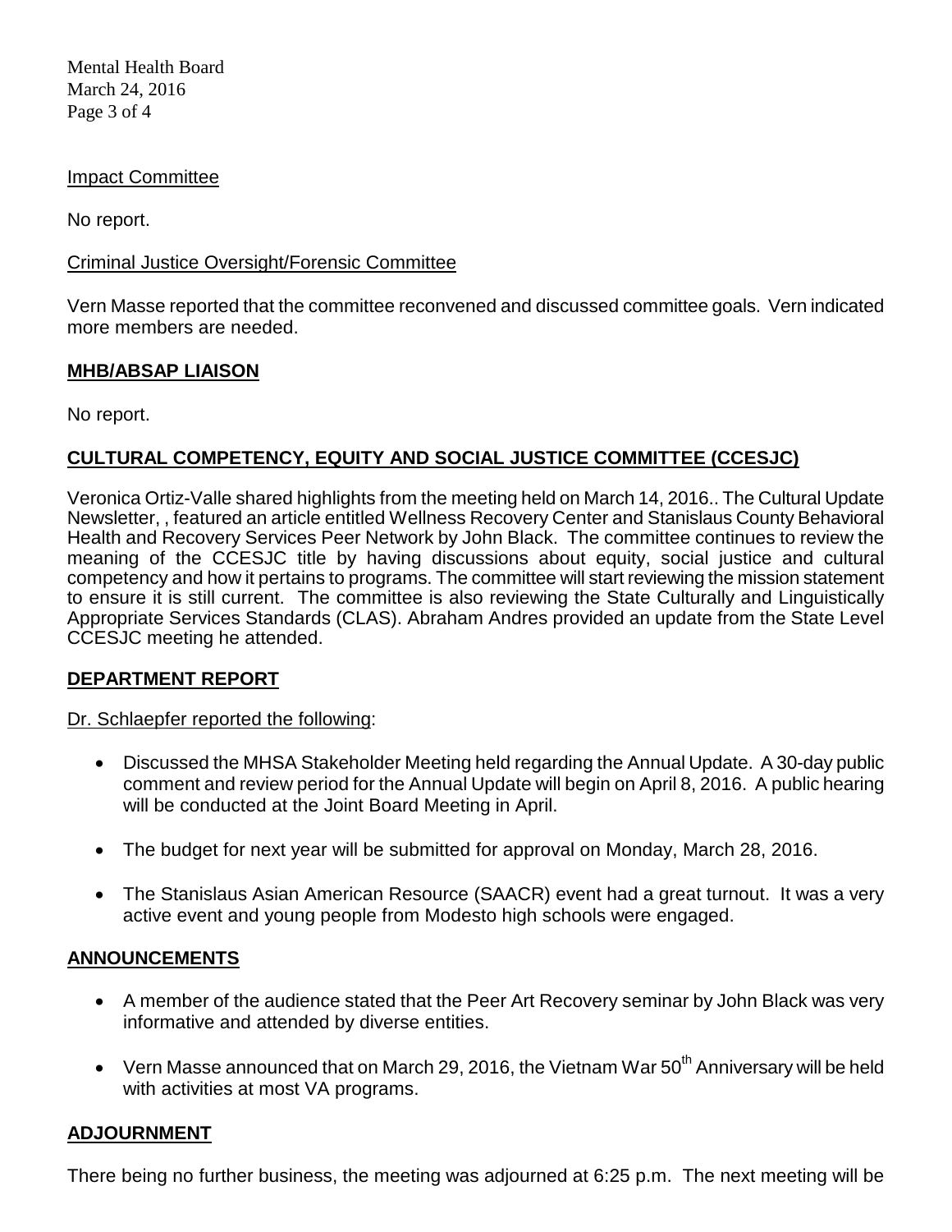Impact Committee

No report.

Criminal Justice Oversight/Forensic Committee

Vern Masse reported that the committee reconvened and discussed committee goals. Vern indicated more members are needed.

## MHB/ABSAP LIAISON

No report.

## CULTURAL COMPETENCY, EQUITY AND SOCIAL JUSTICE COMMITTEE (CCESJC)

Veronica Ortiz-Valle shared highlights from the meeting held on March 14, 2016.. The Cultural Update Newsletter, , featured an article entitled Wellness Recovery Center and Stanislaus County Behavioral Health and Recovery Services Peer Network by John Black. The committee continues to review the meaning of the CCESJC title by having discussions about equity, social justice and cultural competency and how it pertains to programs. The committee will start reviewing the mission statement to ensure it is still current. The committee is also reviewing the State Culturally and Linguistically Appropriate Services Standards (CLAS). Abraham Andres provided an update from the State Level CCESJC meeting he attended.

## DEPARTMENT REPORT

Dr. Schlaepfer reported the following:

- Discussed the MHSA Stakeholder Meeting held regarding the Annual Update. A 30-day public comment and review period for the Annual Update will begin on April 8, 2016. A public hearing will be conducted at the Joint Board Meeting in April.
- The budget for next year will be submitted for approval on Monday, March 28, 2016.
- The Stanislaus Asian American Resource (SAACR) event had a great turnout. It was a very active event and young people from Modesto high schools were engaged.

## ANNOUNCEMENTS

- A member of the audience stated that the Peer Art Recovery seminar by John Black was very informative and attended by diverse entities.
- Vern Masse announced that on March 29, 2016, the Vietnam War 50th Anniversary will be held with activities at most VA programs.

## ADJOURNMENT

There being no further business, the meeting was adjourned at 6:25 p.m. The next meeting will be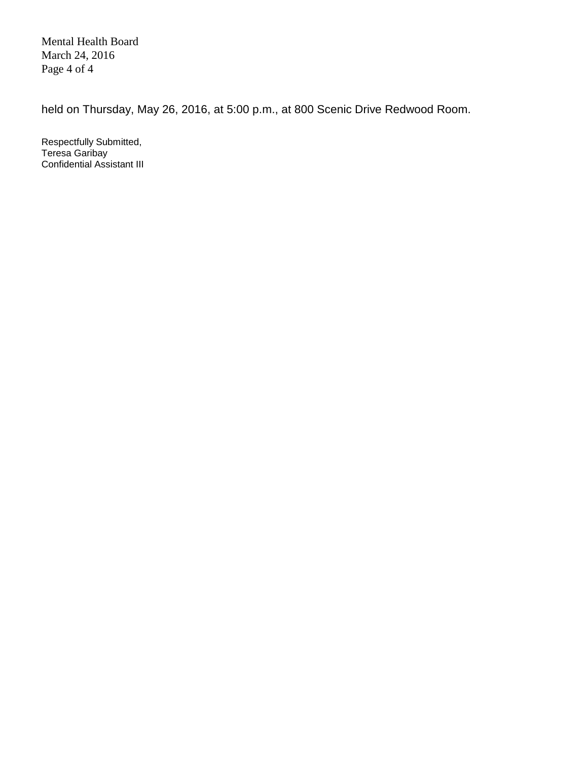held on Thursday, May 26, 2016, at 5:00 p.m., at 800 Scenic Drive Redwood Room.

Respectfully Submitted,
Teresa Garibay
Confidential Assistant III